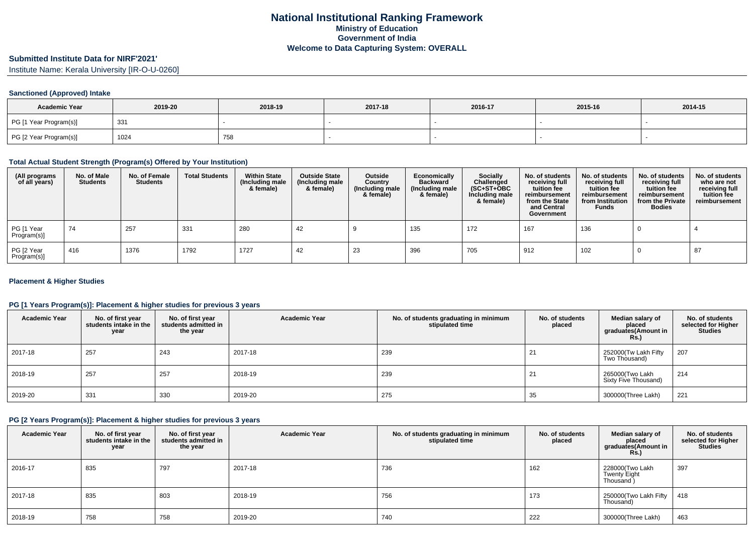# National Institutional Ranking Framework
## Ministry of Education
## Government of India
## Welcome to Data Capturing System: OVERALL

### Submitted Institute Data for NIRF'2021'

Institute Name: Kerala University [IR-O-U-0260]

#### Sanctioned (Approved) Intake

| Academic Year | 2019-20 | 2018-19 | 2017-18 | 2016-17 | 2015-16 | 2014-15 |
|---|---|---|---|---|---|---|
| PG [1 Year Program(s)] | 331 | - | - | - | - | - |
| PG [2 Year Program(s)] | 1024 | 758 | - | - | - | - |

#### Total Actual Student Strength (Program(s) Offered by Your Institution)

| (All programs of all years) | No. of Male Students | No. of Female Students | Total Students | Within State (Including male & female) | Outside State (Including male & female) | Outside Country (Including male & female) | Economically Backward (Including male & female) | Socially Challenged (SC+ST+OBC Including male & female) | No. of students receiving full tuition fee reimbursement from the State and Central Government | No. of students receiving full tuition fee reimbursement from Institution Funds | No. of students receiving full tuition fee reimbursement from the Private Bodies | No. of students who are not receiving full tuition fee reimbursement |
|---|---|---|---|---|---|---|---|---|---|---|---|---|
| PG [1 Year Program(s)] | 74 | 257 | 331 | 280 | 42 | 9 | 135 | 172 | 167 | 136 | 0 | 4 |
| PG [2 Year Program(s)] | 416 | 1376 | 1792 | 1727 | 42 | 23 | 396 | 705 | 912 | 102 | 0 | 87 |

#### Placement & Higher Studies

#### PG [1 Years Program(s)]: Placement & higher studies for previous 3 years

| Academic Year | No. of first year students intake in the year | No. of first year students admitted in the year | Academic Year | No. of students graduating in minimum stipulated time | No. of students placed | Median salary of placed graduates(Amount in Rs.) | No. of students selected for Higher Studies |
|---|---|---|---|---|---|---|---|
| 2017-18 | 257 | 243 | 2017-18 | 239 | 21 | 252000(Tw Lakh Fifty Two Thousand) | 207 |
| 2018-19 | 257 | 257 | 2018-19 | 239 | 21 | 265000(Two Lakh Sixty Five Thousand) | 214 |
| 2019-20 | 331 | 330 | 2019-20 | 275 | 35 | 300000(Three Lakh) | 221 |

#### PG [2 Years Program(s)]: Placement & higher studies for previous 3 years

| Academic Year | No. of first year students intake in the year | No. of first year students admitted in the year | Academic Year | No. of students graduating in minimum stipulated time | No. of students placed | Median salary of placed graduates(Amount in Rs.) | No. of students selected for Higher Studies |
|---|---|---|---|---|---|---|---|
| 2016-17 | 835 | 797 | 2017-18 | 736 | 162 | 228000(Two Lakh Twenty Eight Thousand ) | 397 |
| 2017-18 | 835 | 803 | 2018-19 | 756 | 173 | 250000(Two Lakh Fifty Thousand) | 418 |
| 2018-19 | 758 | 758 | 2019-20 | 740 | 222 | 300000(Three Lakh) | 463 |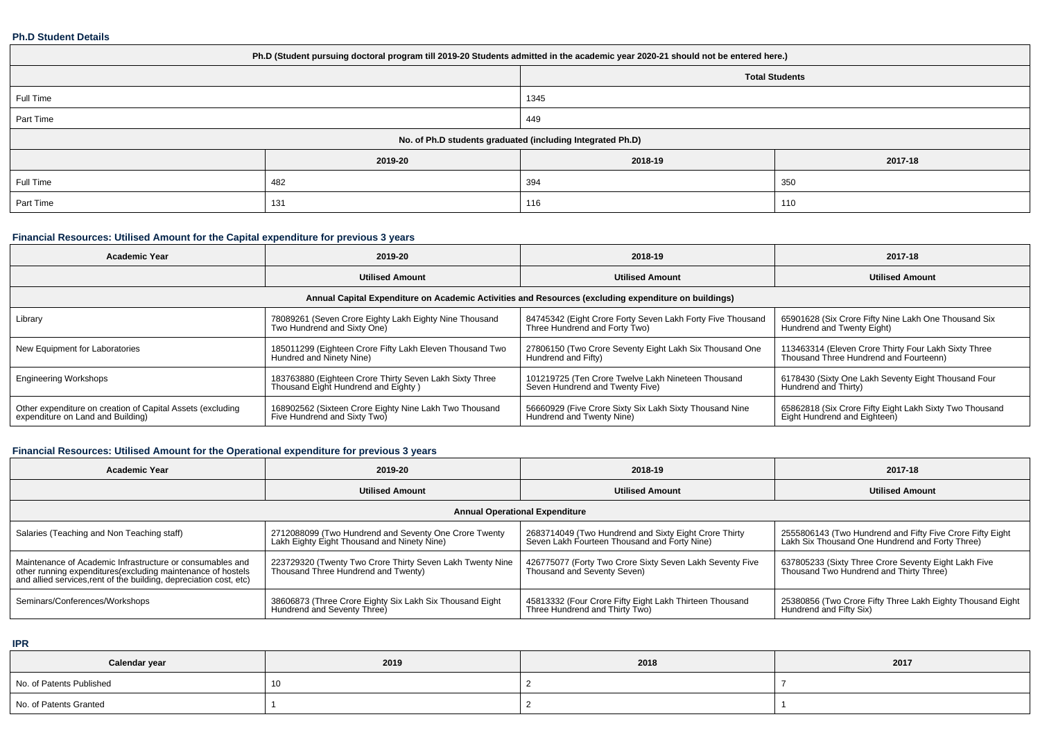### Ph.D Student Details

| Ph.D (Student pursuing doctoral program till 2019-20 Students admitted in the academic year 2020-21 should not be entered here.) | | | |
|---|---|---|---|
| | Total Students | | |
| Full Time | 1345 | | |
| Part Time | 449 | | |
| **No. of Ph.D students graduated (including Integrated Ph.D)** | | | |
| | 2019-20 | 2018-19 | 2017-18 |
| Full Time | 482 | 394 | 350 |
| Part Time | 131 | 116 | 110 |

### Financial Resources: Utilised Amount for the Capital expenditure for previous 3 years

| Academic Year | 2019-20 | 2018-19 | 2017-18 |
|---|---|---|---|
| | Utilised Amount | Utilised Amount | Utilised Amount |
| **Annual Capital Expenditure on Academic Activities and Resources (excluding expenditure on buildings)** | | | |
| Library | 78089261 (Seven Crore Eighty Lakh Eighty Nine Thousand Two Hundrend and Sixty One) | 84745342 (Eight Crore Forty Seven Lakh Forty Five Thousand Three Hundrend and Forty Two) | 65901628 (Six Crore Fifty Nine Lakh One Thousand Six Hundrend and Twenty Eight) |
| New Equipment for Laboratories | 185011299 (Eighteen Crore Fifty Lakh Eleven Thousand Two Hundred and Ninety Nine) | 27806150 (Two Crore Seventy Eight Lakh Six Thousand One Hundrend and Fifty) | 113463314 (Eleven Crore Thirty Four Lakh Sixty Three Thousand Three Hundrend and Fourteenn) |
| Engineering Workshops | 183763880 (Eighteen Crore Thirty Seven Lakh Sixty Three Thousand Eight Hundrend and Eighty ) | 101219725 (Ten Crore Twelve Lakh Nineteen Thousand Seven Hundrend and Twenty Five) | 6178430 (Sixty One Lakh Seventy Eight Thousand Four Hundrend and Thirty) |
| Other expenditure on creation of Capital Assets (excluding expenditure on Land and Building) | 168902562 (Sixteen Crore Eighty Nine Lakh Two Thousand Five Hundrend and Sixty Two) | 56660929 (Five Crore Sixty Six Lakh Sixty Thousand Nine Hundrend and Twenty Nine) | 65862818 (Six Crore Fifty Eight Lakh Sixty Two Thousand Eight Hundrend and Eighteen) |

### Financial Resources: Utilised Amount for the Operational expenditure for previous 3 years

| Academic Year | 2019-20 | 2018-19 | 2017-18 |
|---|---|---|---|
| | Utilised Amount | Utilised Amount | Utilised Amount |
| **Annual Operational Expenditure** | | | |
| Salaries (Teaching and Non Teaching staff) | 2712088099 (Two Hundrend and Seventy One Crore Twenty Lakh Eighty Eight Thousand and Ninety Nine) | 2683714049 (Two Hundrend and Sixty Eight Crore Thirty Seven Lakh Fourteen Thousand and Forty Nine) | 2555806143 (Two Hundrend and Fifty Five Crore Fifty Eight Lakh Six Thousand One Hundrend and Forty Three) |
| Maintenance of Academic Infrastructure or consumables and other running expenditures(excluding maintenance of hostels and allied services,rent of the building, depreciation cost, etc) | 223729320 (Twenty Two Crore Thirty Seven Lakh Twenty Nine Thousand Three Hundrend and Twenty) | 426775077 (Forty Two Crore Sixty Seven Lakh Seventy Five Thousand and Seventy Seven) | 637805233 (Sixty Three Crore Seventy Eight Lakh Five Thousand Two Hundrend and Thirty Three) |
| Seminars/Conferences/Workshops | 38606873 (Three Crore Eighty Six Lakh Six Thousand Eight Hundrend and Seventy Three) | 45813332 (Four Crore Fifty Eight Lakh Thirteen Thousand Three Hundrend and Thirty Two) | 25380856 (Two Crore Fifty Three Lakh Eighty Thousand Eight Hundrend and Fifty Six) |

### IPR

| Calendar year | 2019 | 2018 | 2017 |
|---|---|---|---|
| No. of Patents Published | 10 | 2 | 7 |
| No. of Patents Granted | 1 | 2 | 1 |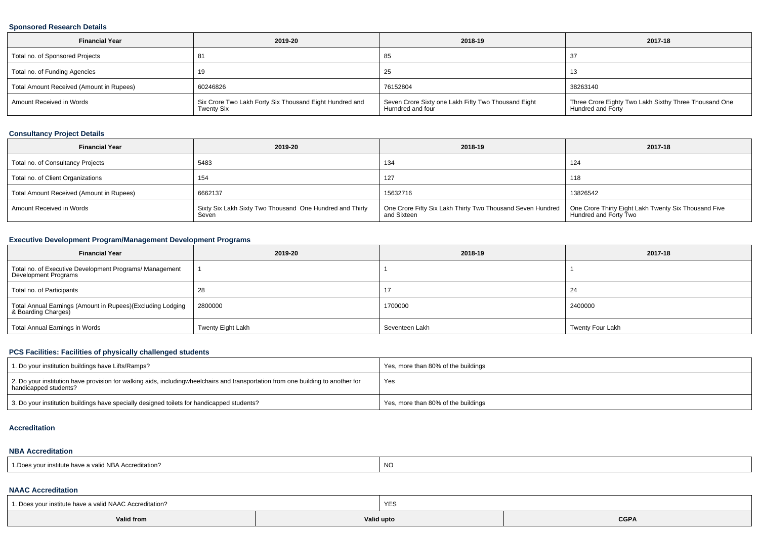### Sponsored Research Details

| Financial Year | 2019-20 | 2018-19 | 2017-18 |
|---|---|---|---|
| Total no. of Sponsored Projects | 81 | 85 | 37 |
| Total no. of Funding Agencies | 19 | 25 | 13 |
| Total Amount Received (Amount in Rupees) | 60246826 | 76152804 | 38263140 |
| Amount Received in Words | Six Crore Two Lakh Forty Six Thousand Eight Hundred and Twenty Six | Seven Crore Sixty one Lakh Fifty Two Thousand Eight Hurndred and four | Three Crore Eighty Two Lakh Sixthy Three Thousand One Hundred and Forty |

### Consultancy Project Details

| Financial Year | 2019-20 | 2018-19 | 2017-18 |
|---|---|---|---|
| Total no. of Consultancy Projects | 5483 | 134 | 124 |
| Total no. of Client Organizations | 154 | 127 | 118 |
| Total Amount Received (Amount in Rupees) | 6662137 | 15632716 | 13826542 |
| Amount Received in Words | Sixty Six Lakh Sixty Two Thousand One Hundred and Thirty Seven | One Crore Fifty Six Lakh Thirty Two Thousand Seven Hundred and Sixteen | One Crore Thirty Eight Lakh Twenty Six Thousand Five Hundred and Forty Two |

### Executive Development Program/Management Development Programs

| Financial Year | 2019-20 | 2018-19 | 2017-18 |
|---|---|---|---|
| Total no. of Executive Development Programs/ Management Development Programs | 1 | 1 | 1 |
| Total no. of Participants | 28 | 17 | 24 |
| Total Annual Earnings (Amount in Rupees)(Excluding Lodging & Boarding Charges) | 2800000 | 1700000 | 2400000 |
| Total Annual Earnings in Words | Twenty Eight Lakh | Seventeen Lakh | Twenty Four Lakh |

### PCS Facilities: Facilities of physically challenged students

| | |
|---|---|
| 1. Do your institution buildings have Lifts/Ramps? | Yes, more than 80% of the buildings |
| 2. Do your institution have provision for walking aids, includingwheelchairs and transportation from one building to another for handicapped students? | Yes |
| 3. Do your institution buildings have specially designed toilets for handicapped students? | Yes, more than 80% of the buildings |

### Accreditation

#### NBA Accreditation

| | |
|---|---|
| 1.Does your institute have a valid NBA Accreditation? | NO |

#### NAAC Accreditation

| | |
|---|---|
| 1. Does your institute have a valid NAAC Accreditation? | YES |

| Valid from | Valid upto | CGPA |
|---|---|---|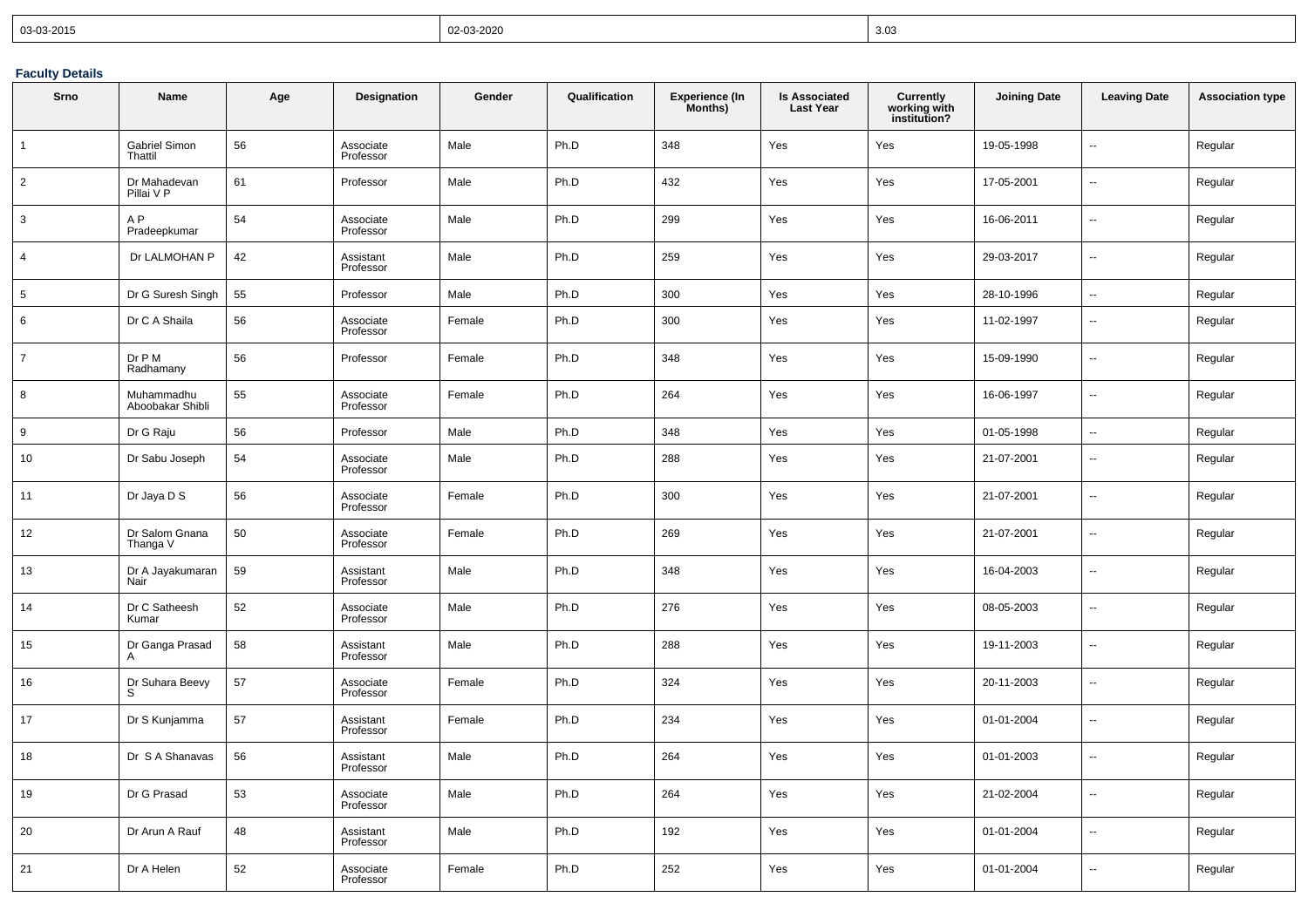| 03-03-2015 | 02-03-2020 | 3.03 |
|---|---|---|

### Faculty Details

| Srno | Name | Age | Designation | Gender | Qualification | Experience (In Months) | Is Associated Last Year | Currently working with institution? | Joining Date | Leaving Date | Association type |
|---|---|---|---|---|---|---|---|---|---|---|---|
| 1 | Gabriel Simon Thattil | 56 | Associate Professor | Male | Ph.D | 348 | Yes | Yes | 19-05-1998 | -- | Regular |
| 2 | Dr Mahadevan Pillai V P | 61 | Professor | Male | Ph.D | 432 | Yes | Yes | 17-05-2001 | -- | Regular |
| 3 | A P Pradeepkumar | 54 | Associate Professor | Male | Ph.D | 299 | Yes | Yes | 16-06-2011 | -- | Regular |
| 4 | Dr LALMOHAN P | 42 | Assistant Professor | Male | Ph.D | 259 | Yes | Yes | 29-03-2017 | -- | Regular |
| 5 | Dr G Suresh Singh | 55 | Professor | Male | Ph.D | 300 | Yes | Yes | 28-10-1996 | -- | Regular |
| 6 | Dr C A Shaila | 56 | Associate Professor | Female | Ph.D | 300 | Yes | Yes | 11-02-1997 | -- | Regular |
| 7 | Dr P M Radhamany | 56 | Professor | Female | Ph.D | 348 | Yes | Yes | 15-09-1990 | -- | Regular |
| 8 | Muhammadhu Aboobakar Shibli | 55 | Associate Professor | Female | Ph.D | 264 | Yes | Yes | 16-06-1997 | -- | Regular |
| 9 | Dr G Raju | 56 | Professor | Male | Ph.D | 348 | Yes | Yes | 01-05-1998 | -- | Regular |
| 10 | Dr Sabu Joseph | 54 | Associate Professor | Male | Ph.D | 288 | Yes | Yes | 21-07-2001 | -- | Regular |
| 11 | Dr Jaya D S | 56 | Associate Professor | Female | Ph.D | 300 | Yes | Yes | 21-07-2001 | -- | Regular |
| 12 | Dr Salom Gnana Thanga V | 50 | Associate Professor | Female | Ph.D | 269 | Yes | Yes | 21-07-2001 | -- | Regular |
| 13 | Dr A Jayakumaran Nair | 59 | Assistant Professor | Male | Ph.D | 348 | Yes | Yes | 16-04-2003 | -- | Regular |
| 14 | Dr C Satheesh Kumar | 52 | Associate Professor | Male | Ph.D | 276 | Yes | Yes | 08-05-2003 | -- | Regular |
| 15 | Dr Ganga Prasad A | 58 | Assistant Professor | Male | Ph.D | 288 | Yes | Yes | 19-11-2003 | -- | Regular |
| 16 | Dr Suhara Beevy S | 57 | Associate Professor | Female | Ph.D | 324 | Yes | Yes | 20-11-2003 | -- | Regular |
| 17 | Dr S Kunjamma | 57 | Assistant Professor | Female | Ph.D | 234 | Yes | Yes | 01-01-2004 | -- | Regular |
| 18 | Dr S A Shanavas | 56 | Assistant Professor | Male | Ph.D | 264 | Yes | Yes | 01-01-2003 | -- | Regular |
| 19 | Dr G Prasad | 53 | Associate Professor | Male | Ph.D | 264 | Yes | Yes | 21-02-2004 | -- | Regular |
| 20 | Dr Arun A Rauf | 48 | Assistant Professor | Male | Ph.D | 192 | Yes | Yes | 01-01-2004 | -- | Regular |
| 21 | Dr A Helen | 52 | Associate Professor | Female | Ph.D | 252 | Yes | Yes | 01-01-2004 | -- | Regular |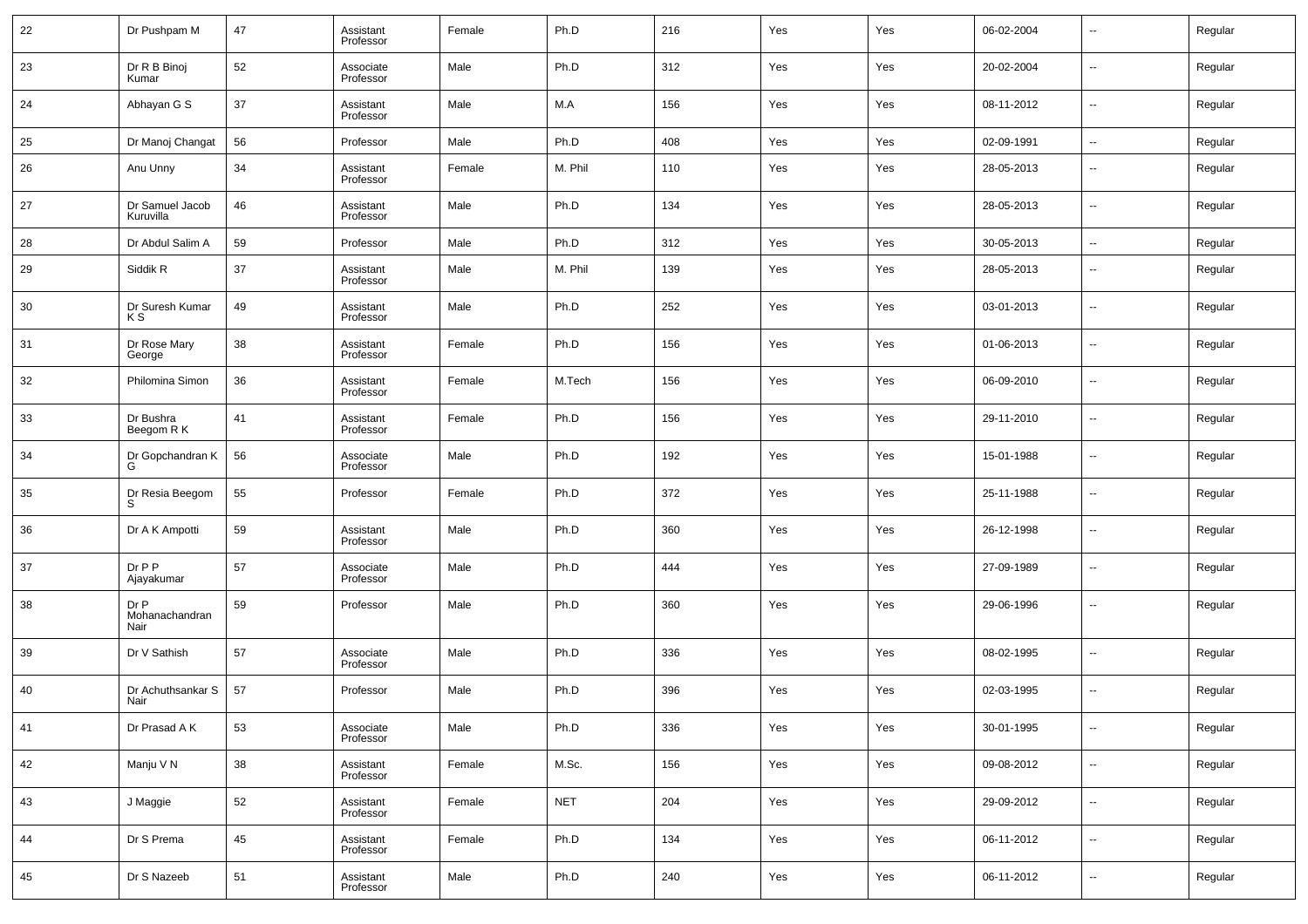| 22 | Dr Pushpam M | 47 | Assistant Professor | Female | Ph.D | 216 | Yes | Yes | 06-02-2004 | -- | Regular |
|---|---|---|---|---|---|---|---|---|---|---|---|
| 23 | Dr R B Binoj Kumar | 52 | Associate Professor | Male | Ph.D | 312 | Yes | Yes | 20-02-2004 | -- | Regular |
| 24 | Abhayan G S | 37 | Assistant Professor | Male | M.A | 156 | Yes | Yes | 08-11-2012 | -- | Regular |
| 25 | Dr Manoj Changat | 56 | Professor | Male | Ph.D | 408 | Yes | Yes | 02-09-1991 | -- | Regular |
| 26 | Anu Unny | 34 | Assistant Professor | Female | M. Phil | 110 | Yes | Yes | 28-05-2013 | -- | Regular |
| 27 | Dr Samuel Jacob Kuruvilla | 46 | Assistant Professor | Male | Ph.D | 134 | Yes | Yes | 28-05-2013 | -- | Regular |
| 28 | Dr Abdul Salim A | 59 | Professor | Male | Ph.D | 312 | Yes | Yes | 30-05-2013 | -- | Regular |
| 29 | Siddik R | 37 | Assistant Professor | Male | M. Phil | 139 | Yes | Yes | 28-05-2013 | -- | Regular |
| 30 | Dr Suresh Kumar K S | 49 | Assistant Professor | Male | Ph.D | 252 | Yes | Yes | 03-01-2013 | -- | Regular |
| 31 | Dr Rose Mary George | 38 | Assistant Professor | Female | Ph.D | 156 | Yes | Yes | 01-06-2013 | -- | Regular |
| 32 | Philomina Simon | 36 | Assistant Professor | Female | M.Tech | 156 | Yes | Yes | 06-09-2010 | -- | Regular |
| 33 | Dr Bushra Beegom R K | 41 | Assistant Professor | Female | Ph.D | 156 | Yes | Yes | 29-11-2010 | -- | Regular |
| 34 | Dr Gopchandran K G | 56 | Associate Professor | Male | Ph.D | 192 | Yes | Yes | 15-01-1988 | -- | Regular |
| 35 | Dr Resia Beegom S | 55 | Professor | Female | Ph.D | 372 | Yes | Yes | 25-11-1988 | -- | Regular |
| 36 | Dr A K Ampotti | 59 | Assistant Professor | Male | Ph.D | 360 | Yes | Yes | 26-12-1998 | -- | Regular |
| 37 | Dr P P Ajayakumar | 57 | Associate Professor | Male | Ph.D | 444 | Yes | Yes | 27-09-1989 | -- | Regular |
| 38 | Dr P Mohanachandran Nair | 59 | Professor | Male | Ph.D | 360 | Yes | Yes | 29-06-1996 | -- | Regular |
| 39 | Dr V Sathish | 57 | Associate Professor | Male | Ph.D | 336 | Yes | Yes | 08-02-1995 | -- | Regular |
| 40 | Dr Achuthsankar S Nair | 57 | Professor | Male | Ph.D | 396 | Yes | Yes | 02-03-1995 | -- | Regular |
| 41 | Dr Prasad A K | 53 | Associate Professor | Male | Ph.D | 336 | Yes | Yes | 30-01-1995 | -- | Regular |
| 42 | Manju V N | 38 | Assistant Professor | Female | M.Sc. | 156 | Yes | Yes | 09-08-2012 | -- | Regular |
| 43 | J Maggie | 52 | Assistant Professor | Female | NET | 204 | Yes | Yes | 29-09-2012 | -- | Regular |
| 44 | Dr S Prema | 45 | Assistant Professor | Female | Ph.D | 134 | Yes | Yes | 06-11-2012 | -- | Regular |
| 45 | Dr S Nazeeb | 51 | Assistant Professor | Male | Ph.D | 240 | Yes | Yes | 06-11-2012 | -- | Regular |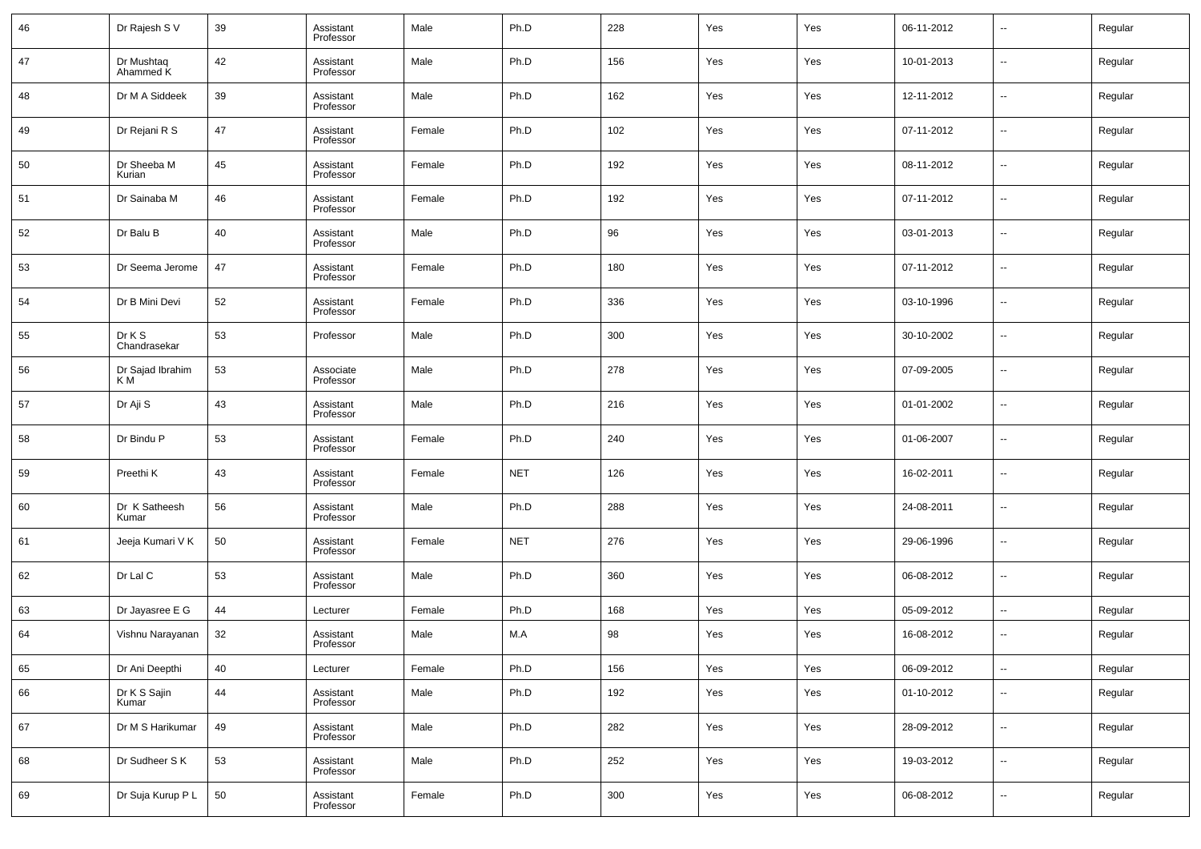| 46 | Dr Rajesh S V | 39 | Assistant Professor | Male | Ph.D | 228 | Yes | Yes | 06-11-2012 | -- | Regular |
|---|---|---|---|---|---|---|---|---|---|---|---|
| 47 | Dr Mushtaq Ahammed K | 42 | Assistant Professor | Male | Ph.D | 156 | Yes | Yes | 10-01-2013 | -- | Regular |
| 48 | Dr M A Siddeek | 39 | Assistant Professor | Male | Ph.D | 162 | Yes | Yes | 12-11-2012 | -- | Regular |
| 49 | Dr Rejani R S | 47 | Assistant Professor | Female | Ph.D | 102 | Yes | Yes | 07-11-2012 | -- | Regular |
| 50 | Dr Sheeba M Kurian | 45 | Assistant Professor | Female | Ph.D | 192 | Yes | Yes | 08-11-2012 | -- | Regular |
| 51 | Dr Sainaba M | 46 | Assistant Professor | Female | Ph.D | 192 | Yes | Yes | 07-11-2012 | -- | Regular |
| 52 | Dr Balu B | 40 | Assistant Professor | Male | Ph.D | 96 | Yes | Yes | 03-01-2013 | -- | Regular |
| 53 | Dr Seema Jerome | 47 | Assistant Professor | Female | Ph.D | 180 | Yes | Yes | 07-11-2012 | -- | Regular |
| 54 | Dr B Mini Devi | 52 | Assistant Professor | Female | Ph.D | 336 | Yes | Yes | 03-10-1996 | -- | Regular |
| 55 | Dr K S Chandrasekar | 53 | Professor | Male | Ph.D | 300 | Yes | Yes | 30-10-2002 | -- | Regular |
| 56 | Dr Sajad Ibrahim K M | 53 | Associate Professor | Male | Ph.D | 278 | Yes | Yes | 07-09-2005 | -- | Regular |
| 57 | Dr Aji S | 43 | Assistant Professor | Male | Ph.D | 216 | Yes | Yes | 01-01-2002 | -- | Regular |
| 58 | Dr Bindu P | 53 | Assistant Professor | Female | Ph.D | 240 | Yes | Yes | 01-06-2007 | -- | Regular |
| 59 | Preethi K | 43 | Assistant Professor | Female | NET | 126 | Yes | Yes | 16-02-2011 | -- | Regular |
| 60 | Dr K Satheesh Kumar | 56 | Assistant Professor | Male | Ph.D | 288 | Yes | Yes | 24-08-2011 | -- | Regular |
| 61 | Jeeja Kumari V K | 50 | Assistant Professor | Female | NET | 276 | Yes | Yes | 29-06-1996 | -- | Regular |
| 62 | Dr Lal C | 53 | Assistant Professor | Male | Ph.D | 360 | Yes | Yes | 06-08-2012 | -- | Regular |
| 63 | Dr Jayasree E G | 44 | Lecturer | Female | Ph.D | 168 | Yes | Yes | 05-09-2012 | -- | Regular |
| 64 | Vishnu Narayanan | 32 | Assistant Professor | Male | M.A | 98 | Yes | Yes | 16-08-2012 | -- | Regular |
| 65 | Dr Ani Deepthi | 40 | Lecturer | Female | Ph.D | 156 | Yes | Yes | 06-09-2012 | -- | Regular |
| 66 | Dr K S Sajin Kumar | 44 | Assistant Professor | Male | Ph.D | 192 | Yes | Yes | 01-10-2012 | -- | Regular |
| 67 | Dr M S Harikumar | 49 | Assistant Professor | Male | Ph.D | 282 | Yes | Yes | 28-09-2012 | -- | Regular |
| 68 | Dr Sudheer S K | 53 | Assistant Professor | Male | Ph.D | 252 | Yes | Yes | 19-03-2012 | -- | Regular |
| 69 | Dr Suja Kurup P L | 50 | Assistant Professor | Female | Ph.D | 300 | Yes | Yes | 06-08-2012 | -- | Regular |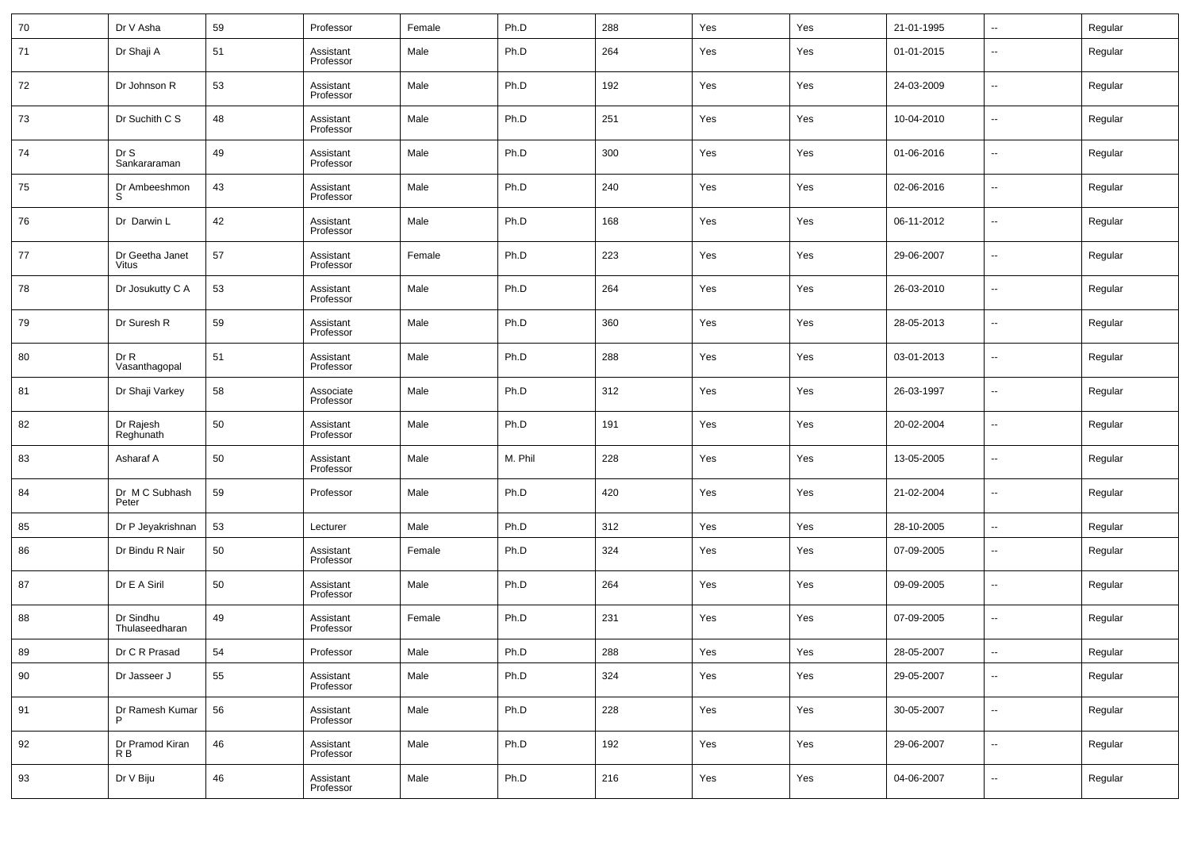| 70 | Dr V Asha | 59 | Professor | Female | Ph.D | 288 | Yes | Yes | 21-01-1995 | -- | Regular |
|---|---|---|---|---|---|---|---|---|---|---|---|
| 71 | Dr Shaji A | 51 | Assistant Professor | Male | Ph.D | 264 | Yes | Yes | 01-01-2015 | -- | Regular |
| 72 | Dr Johnson R | 53 | Assistant Professor | Male | Ph.D | 192 | Yes | Yes | 24-03-2009 | -- | Regular |
| 73 | Dr Suchith C S | 48 | Assistant Professor | Male | Ph.D | 251 | Yes | Yes | 10-04-2010 | -- | Regular |
| 74 | Dr S Sankararaman | 49 | Assistant Professor | Male | Ph.D | 300 | Yes | Yes | 01-06-2016 | -- | Regular |
| 75 | Dr Ambeeshmon S | 43 | Assistant Professor | Male | Ph.D | 240 | Yes | Yes | 02-06-2016 | -- | Regular |
| 76 | Dr Darwin L | 42 | Assistant Professor | Male | Ph.D | 168 | Yes | Yes | 06-11-2012 | -- | Regular |
| 77 | Dr Geetha Janet Vitus | 57 | Assistant Professor | Female | Ph.D | 223 | Yes | Yes | 29-06-2007 | -- | Regular |
| 78 | Dr Josukutty C A | 53 | Assistant Professor | Male | Ph.D | 264 | Yes | Yes | 26-03-2010 | -- | Regular |
| 79 | Dr Suresh R | 59 | Assistant Professor | Male | Ph.D | 360 | Yes | Yes | 28-05-2013 | -- | Regular |
| 80 | Dr R Vasanthagopal | 51 | Assistant Professor | Male | Ph.D | 288 | Yes | Yes | 03-01-2013 | -- | Regular |
| 81 | Dr Shaji Varkey | 58 | Associate Professor | Male | Ph.D | 312 | Yes | Yes | 26-03-1997 | -- | Regular |
| 82 | Dr Rajesh Reghunath | 50 | Assistant Professor | Male | Ph.D | 191 | Yes | Yes | 20-02-2004 | -- | Regular |
| 83 | Asharaf A | 50 | Assistant Professor | Male | M. Phil | 228 | Yes | Yes | 13-05-2005 | -- | Regular |
| 84 | Dr M C Subhash Peter | 59 | Professor | Male | Ph.D | 420 | Yes | Yes | 21-02-2004 | -- | Regular |
| 85 | Dr P Jeyakrishnan | 53 | Lecturer | Male | Ph.D | 312 | Yes | Yes | 28-10-2005 | -- | Regular |
| 86 | Dr Bindu R Nair | 50 | Assistant Professor | Female | Ph.D | 324 | Yes | Yes | 07-09-2005 | -- | Regular |
| 87 | Dr E A Siril | 50 | Assistant Professor | Male | Ph.D | 264 | Yes | Yes | 09-09-2005 | -- | Regular |
| 88 | Dr Sindhu Thulaseedharan | 49 | Assistant Professor | Female | Ph.D | 231 | Yes | Yes | 07-09-2005 | -- | Regular |
| 89 | Dr C R Prasad | 54 | Professor | Male | Ph.D | 288 | Yes | Yes | 28-05-2007 | -- | Regular |
| 90 | Dr Jasseer J | 55 | Assistant Professor | Male | Ph.D | 324 | Yes | Yes | 29-05-2007 | -- | Regular |
| 91 | Dr Ramesh Kumar P | 56 | Assistant Professor | Male | Ph.D | 228 | Yes | Yes | 30-05-2007 | -- | Regular |
| 92 | Dr Pramod Kiran R B | 46 | Assistant Professor | Male | Ph.D | 192 | Yes | Yes | 29-06-2007 | -- | Regular |
| 93 | Dr V Biju | 46 | Assistant Professor | Male | Ph.D | 216 | Yes | Yes | 04-06-2007 | -- | Regular |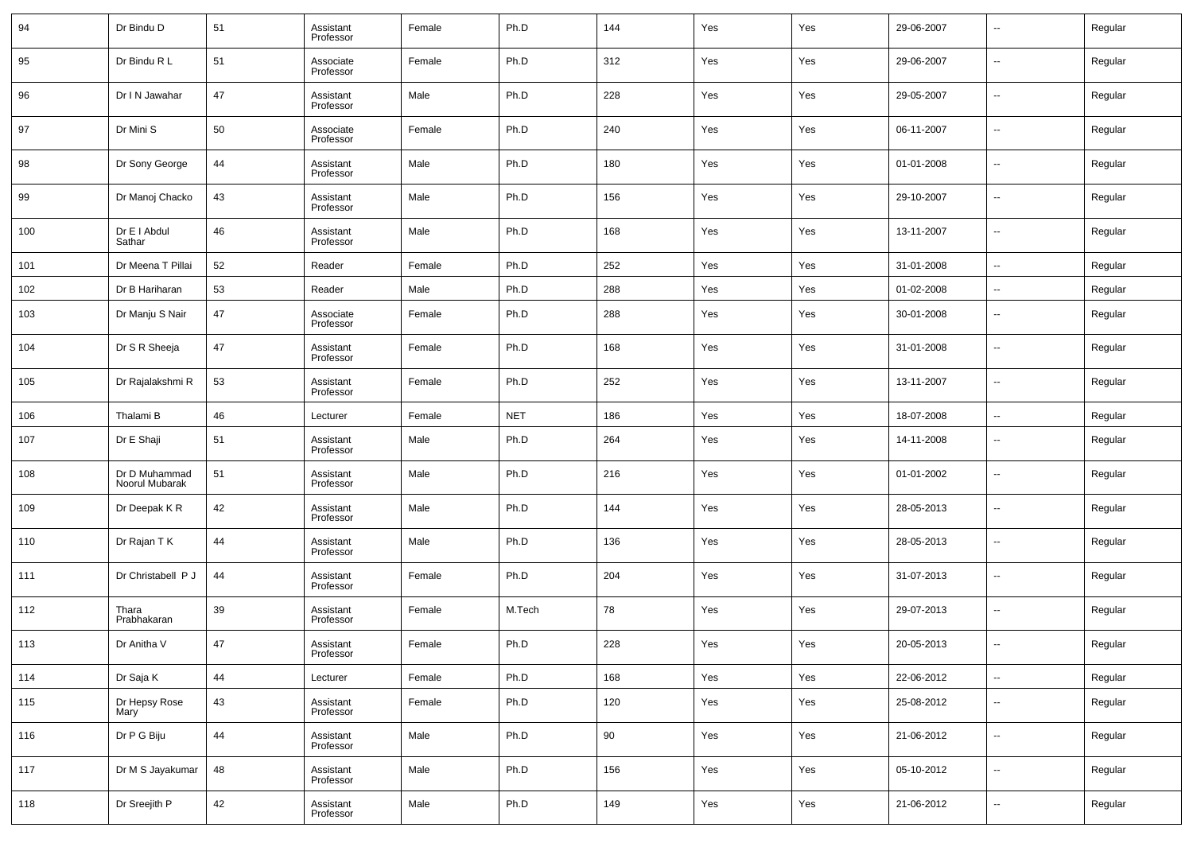| 94 | Dr Bindu D | 51 | Assistant Professor | Female | Ph.D | 144 | Yes | Yes | 29-06-2007 | -- | Regular |
|---|---|---|---|---|---|---|---|---|---|---|---|
| 95 | Dr Bindu R L | 51 | Associate Professor | Female | Ph.D | 312 | Yes | Yes | 29-06-2007 | -- | Regular |
| 96 | Dr I N Jawahar | 47 | Assistant Professor | Male | Ph.D | 228 | Yes | Yes | 29-05-2007 | -- | Regular |
| 97 | Dr Mini S | 50 | Associate Professor | Female | Ph.D | 240 | Yes | Yes | 06-11-2007 | -- | Regular |
| 98 | Dr Sony George | 44 | Assistant Professor | Male | Ph.D | 180 | Yes | Yes | 01-01-2008 | -- | Regular |
| 99 | Dr Manoj Chacko | 43 | Assistant Professor | Male | Ph.D | 156 | Yes | Yes | 29-10-2007 | -- | Regular |
| 100 | Dr E I Abdul Sathar | 46 | Assistant Professor | Male | Ph.D | 168 | Yes | Yes | 13-11-2007 | -- | Regular |
| 101 | Dr Meena T Pillai | 52 | Reader | Female | Ph.D | 252 | Yes | Yes | 31-01-2008 | -- | Regular |
| 102 | Dr B Hariharan | 53 | Reader | Male | Ph.D | 288 | Yes | Yes | 01-02-2008 | -- | Regular |
| 103 | Dr Manju S Nair | 47 | Associate Professor | Female | Ph.D | 288 | Yes | Yes | 30-01-2008 | -- | Regular |
| 104 | Dr S R Sheeja | 47 | Assistant Professor | Female | Ph.D | 168 | Yes | Yes | 31-01-2008 | -- | Regular |
| 105 | Dr Rajalakshmi R | 53 | Assistant Professor | Female | Ph.D | 252 | Yes | Yes | 13-11-2007 | -- | Regular |
| 106 | Thalami B | 46 | Lecturer | Female | NET | 186 | Yes | Yes | 18-07-2008 | -- | Regular |
| 107 | Dr E Shaji | 51 | Assistant Professor | Male | Ph.D | 264 | Yes | Yes | 14-11-2008 | -- | Regular |
| 108 | Dr D Muhammad Noorul Mubarak | 51 | Assistant Professor | Male | Ph.D | 216 | Yes | Yes | 01-01-2002 | -- | Regular |
| 109 | Dr Deepak K R | 42 | Assistant Professor | Male | Ph.D | 144 | Yes | Yes | 28-05-2013 | -- | Regular |
| 110 | Dr Rajan T K | 44 | Assistant Professor | Male | Ph.D | 136 | Yes | Yes | 28-05-2013 | -- | Regular |
| 111 | Dr Christabell P J | 44 | Assistant Professor | Female | Ph.D | 204 | Yes | Yes | 31-07-2013 | -- | Regular |
| 112 | Thara Prabhakaran | 39 | Assistant Professor | Female | M.Tech | 78 | Yes | Yes | 29-07-2013 | -- | Regular |
| 113 | Dr Anitha V | 47 | Assistant Professor | Female | Ph.D | 228 | Yes | Yes | 20-05-2013 | -- | Regular |
| 114 | Dr Saja K | 44 | Lecturer | Female | Ph.D | 168 | Yes | Yes | 22-06-2012 | -- | Regular |
| 115 | Dr Hepsy Rose Mary | 43 | Assistant Professor | Female | Ph.D | 120 | Yes | Yes | 25-08-2012 | -- | Regular |
| 116 | Dr P G Biju | 44 | Assistant Professor | Male | Ph.D | 90 | Yes | Yes | 21-06-2012 | -- | Regular |
| 117 | Dr M S Jayakumar | 48 | Assistant Professor | Male | Ph.D | 156 | Yes | Yes | 05-10-2012 | -- | Regular |
| 118 | Dr Sreejith P | 42 | Assistant Professor | Male | Ph.D | 149 | Yes | Yes | 21-06-2012 | -- | Regular |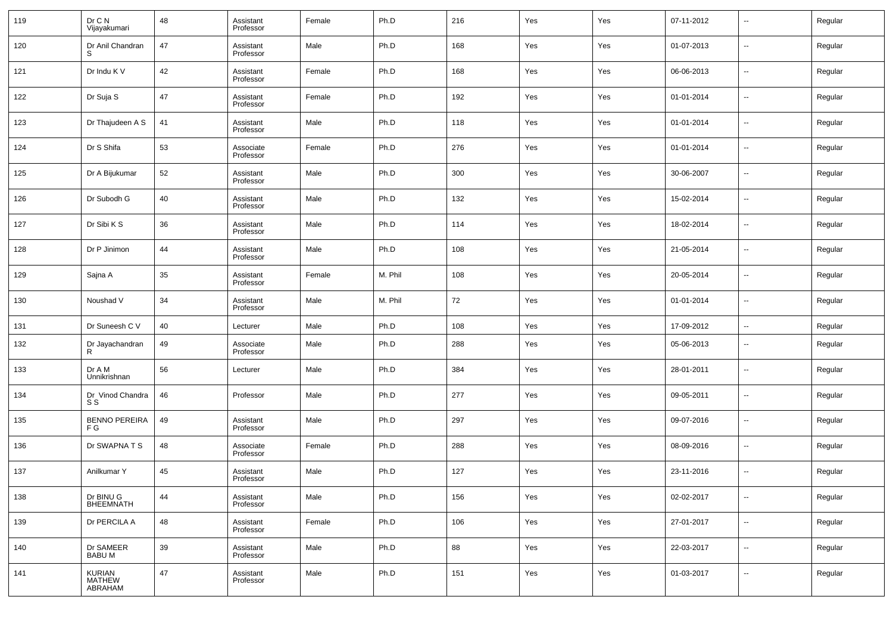| 119 | Dr C N Vijayakumari | 48 | Assistant Professor | Female | Ph.D | 216 | Yes | Yes | 07-11-2012 | -- | Regular |
|---|---|---|---|---|---|---|---|---|---|---|---|
| 120 | Dr Anil Chandran S | 47 | Assistant Professor | Male | Ph.D | 168 | Yes | Yes | 01-07-2013 | -- | Regular |
| 121 | Dr Indu K V | 42 | Assistant Professor | Female | Ph.D | 168 | Yes | Yes | 06-06-2013 | -- | Regular |
| 122 | Dr Suja S | 47 | Assistant Professor | Female | Ph.D | 192 | Yes | Yes | 01-01-2014 | -- | Regular |
| 123 | Dr Thajudeen A S | 41 | Assistant Professor | Male | Ph.D | 118 | Yes | Yes | 01-01-2014 | -- | Regular |
| 124 | Dr S Shifa | 53 | Associate Professor | Female | Ph.D | 276 | Yes | Yes | 01-01-2014 | -- | Regular |
| 125 | Dr A Bijukumar | 52 | Assistant Professor | Male | Ph.D | 300 | Yes | Yes | 30-06-2007 | -- | Regular |
| 126 | Dr Subodh G | 40 | Assistant Professor | Male | Ph.D | 132 | Yes | Yes | 15-02-2014 | -- | Regular |
| 127 | Dr Sibi K S | 36 | Assistant Professor | Male | Ph.D | 114 | Yes | Yes | 18-02-2014 | -- | Regular |
| 128 | Dr P Jinimon | 44 | Assistant Professor | Male | Ph.D | 108 | Yes | Yes | 21-05-2014 | -- | Regular |
| 129 | Sajna A | 35 | Assistant Professor | Female | M. Phil | 108 | Yes | Yes | 20-05-2014 | -- | Regular |
| 130 | Noushad V | 34 | Assistant Professor | Male | M. Phil | 72 | Yes | Yes | 01-01-2014 | -- | Regular |
| 131 | Dr Suneesh C V | 40 | Lecturer | Male | Ph.D | 108 | Yes | Yes | 17-09-2012 | -- | Regular |
| 132 | Dr Jayachandran R | 49 | Associate Professor | Male | Ph.D | 288 | Yes | Yes | 05-06-2013 | -- | Regular |
| 133 | Dr A M Unnikrishnan | 56 | Lecturer | Male | Ph.D | 384 | Yes | Yes | 28-01-2011 | -- | Regular |
| 134 | Dr Vinod Chandra S S | 46 | Professor | Male | Ph.D | 277 | Yes | Yes | 09-05-2011 | -- | Regular |
| 135 | BENNO PEREIRA F G | 49 | Assistant Professor | Male | Ph.D | 297 | Yes | Yes | 09-07-2016 | -- | Regular |
| 136 | Dr SWAPNA T S | 48 | Associate Professor | Female | Ph.D | 288 | Yes | Yes | 08-09-2016 | -- | Regular |
| 137 | Anilkumar Y | 45 | Assistant Professor | Male | Ph.D | 127 | Yes | Yes | 23-11-2016 | -- | Regular |
| 138 | Dr BINU G BHEEMNATH | 44 | Assistant Professor | Male | Ph.D | 156 | Yes | Yes | 02-02-2017 | -- | Regular |
| 139 | Dr PERCILA A | 48 | Assistant Professor | Female | Ph.D | 106 | Yes | Yes | 27-01-2017 | -- | Regular |
| 140 | Dr SAMEER BABU M | 39 | Assistant Professor | Male | Ph.D | 88 | Yes | Yes | 22-03-2017 | -- | Regular |
| 141 | KURIAN MATHEW ABRAHAM | 47 | Assistant Professor | Male | Ph.D | 151 | Yes | Yes | 01-03-2017 | -- | Regular |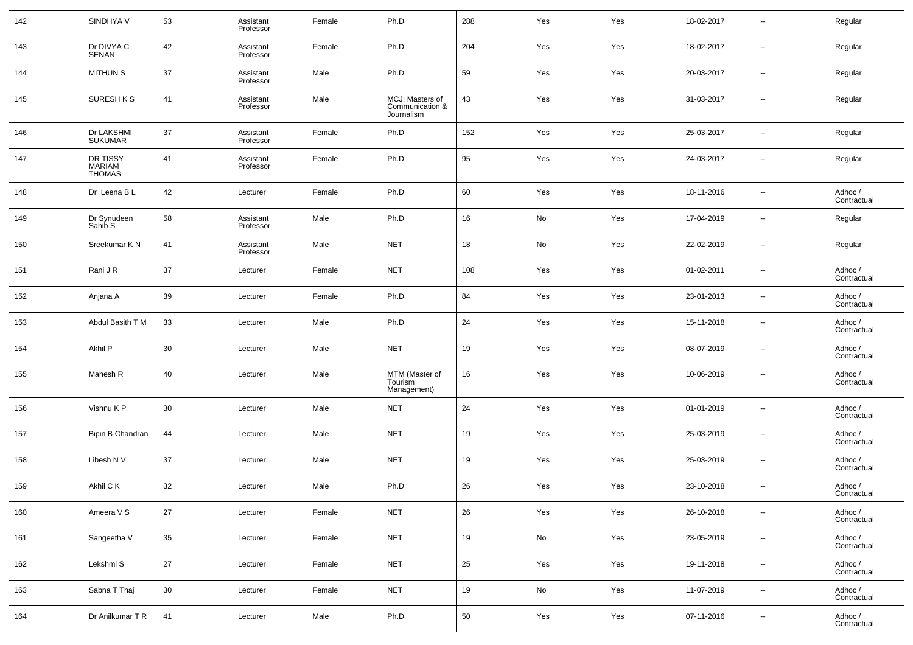| 142 | SINDHYA V | 53 | Assistant Professor | Female | Ph.D | 288 | Yes | Yes | 18-02-2017 | -- | Regular |
|---|---|---|---|---|---|---|---|---|---|---|---|
| 143 | Dr DIVYA C SENAN | 42 | Assistant Professor | Female | Ph.D | 204 | Yes | Yes | 18-02-2017 | -- | Regular |
| 144 | MITHUN S | 37 | Assistant Professor | Male | Ph.D | 59 | Yes | Yes | 20-03-2017 | -- | Regular |
| 145 | SURESH K S | 41 | Assistant Professor | Male | MCJ: Masters of Communication & Journalism | 43 | Yes | Yes | 31-03-2017 | -- | Regular |
| 146 | Dr LAKSHMI SUKUMAR | 37 | Assistant Professor | Female | Ph.D | 152 | Yes | Yes | 25-03-2017 | -- | Regular |
| 147 | DR TISSY MARIAM THOMAS | 41 | Assistant Professor | Female | Ph.D | 95 | Yes | Yes | 24-03-2017 | -- | Regular |
| 148 | Dr Leena B L | 42 | Lecturer | Female | Ph.D | 60 | Yes | Yes | 18-11-2016 | -- | Adhoc / Contractual |
| 149 | Dr Synudeen Sahib S | 58 | Assistant Professor | Male | Ph.D | 16 | No | Yes | 17-04-2019 | -- | Regular |
| 150 | Sreekumar K N | 41 | Assistant Professor | Male | NET | 18 | No | Yes | 22-02-2019 | -- | Regular |
| 151 | Rani J R | 37 | Lecturer | Female | NET | 108 | Yes | Yes | 01-02-2011 | -- | Adhoc / Contractual |
| 152 | Anjana A | 39 | Lecturer | Female | Ph.D | 84 | Yes | Yes | 23-01-2013 | -- | Adhoc / Contractual |
| 153 | Abdul Basith T M | 33 | Lecturer | Male | Ph.D | 24 | Yes | Yes | 15-11-2018 | -- | Adhoc / Contractual |
| 154 | Akhil P | 30 | Lecturer | Male | NET | 19 | Yes | Yes | 08-07-2019 | -- | Adhoc / Contractual |
| 155 | Mahesh R | 40 | Lecturer | Male | MTM (Master of Tourism Management) | 16 | Yes | Yes | 10-06-2019 | -- | Adhoc / Contractual |
| 156 | Vishnu K P | 30 | Lecturer | Male | NET | 24 | Yes | Yes | 01-01-2019 | -- | Adhoc / Contractual |
| 157 | Bipin B Chandran | 44 | Lecturer | Male | NET | 19 | Yes | Yes | 25-03-2019 | -- | Adhoc / Contractual |
| 158 | Libesh N V | 37 | Lecturer | Male | NET | 19 | Yes | Yes | 25-03-2019 | -- | Adhoc / Contractual |
| 159 | Akhil C K | 32 | Lecturer | Male | Ph.D | 26 | Yes | Yes | 23-10-2018 | -- | Adhoc / Contractual |
| 160 | Ameera V S | 27 | Lecturer | Female | NET | 26 | Yes | Yes | 26-10-2018 | -- | Adhoc / Contractual |
| 161 | Sangeetha V | 35 | Lecturer | Female | NET | 19 | No | Yes | 23-05-2019 | -- | Adhoc / Contractual |
| 162 | Lekshmi S | 27 | Lecturer | Female | NET | 25 | Yes | Yes | 19-11-2018 | -- | Adhoc / Contractual |
| 163 | Sabna T Thaj | 30 | Lecturer | Female | NET | 19 | No | Yes | 11-07-2019 | -- | Adhoc / Contractual |
| 164 | Dr Anilkumar T R | 41 | Lecturer | Male | Ph.D | 50 | Yes | Yes | 07-11-2016 | -- | Adhoc / Contractual |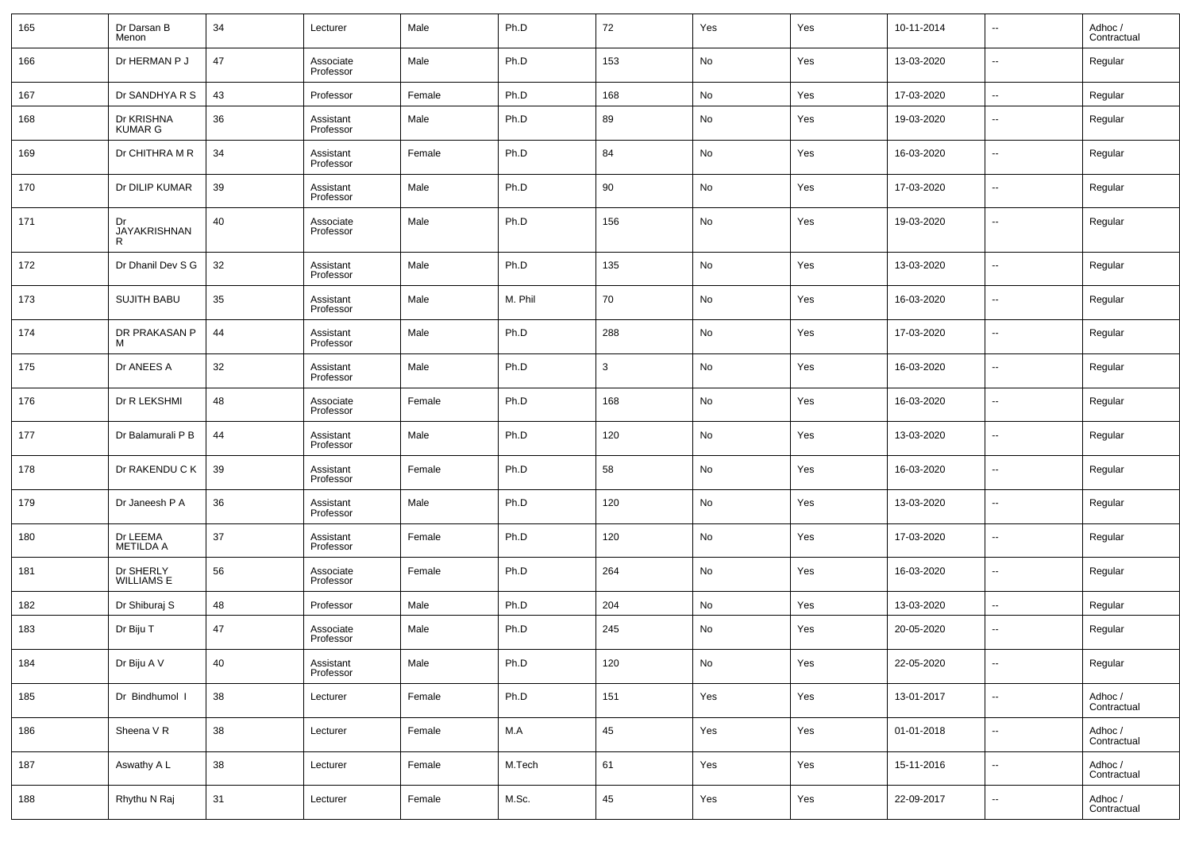| 165 | Dr Darsan B Menon | 34 | Lecturer | Male | Ph.D | 72 | Yes | Yes | 10-11-2014 | -- | Adhoc / Contractual |
|---|---|---|---|---|---|---|---|---|---|---|---|
| 166 | Dr HERMAN P J | 47 | Associate Professor | Male | Ph.D | 153 | No | Yes | 13-03-2020 | -- | Regular |
| 167 | Dr SANDHYA R S | 43 | Professor | Female | Ph.D | 168 | No | Yes | 17-03-2020 | -- | Regular |
| 168 | Dr KRISHNA KUMAR G | 36 | Assistant Professor | Male | Ph.D | 89 | No | Yes | 19-03-2020 | -- | Regular |
| 169 | Dr CHITHRA M R | 34 | Assistant Professor | Female | Ph.D | 84 | No | Yes | 16-03-2020 | -- | Regular |
| 170 | Dr DILIP KUMAR | 39 | Assistant Professor | Male | Ph.D | 90 | No | Yes | 17-03-2020 | -- | Regular |
| 171 | Dr JAYAKRISHNAN R | 40 | Associate Professor | Male | Ph.D | 156 | No | Yes | 19-03-2020 | -- | Regular |
| 172 | Dr Dhanil Dev S G | 32 | Assistant Professor | Male | Ph.D | 135 | No | Yes | 13-03-2020 | -- | Regular |
| 173 | SUJITH BABU | 35 | Assistant Professor | Male | M. Phil | 70 | No | Yes | 16-03-2020 | -- | Regular |
| 174 | DR PRAKASAN P M | 44 | Assistant Professor | Male | Ph.D | 288 | No | Yes | 17-03-2020 | -- | Regular |
| 175 | Dr ANEES A | 32 | Assistant Professor | Male | Ph.D | 3 | No | Yes | 16-03-2020 | -- | Regular |
| 176 | Dr R LEKSHMI | 48 | Associate Professor | Female | Ph.D | 168 | No | Yes | 16-03-2020 | -- | Regular |
| 177 | Dr Balamurali P B | 44 | Assistant Professor | Male | Ph.D | 120 | No | Yes | 13-03-2020 | -- | Regular |
| 178 | Dr RAKENDU C K | 39 | Assistant Professor | Female | Ph.D | 58 | No | Yes | 16-03-2020 | -- | Regular |
| 179 | Dr Janeesh P A | 36 | Assistant Professor | Male | Ph.D | 120 | No | Yes | 13-03-2020 | -- | Regular |
| 180 | Dr LEEMA METILDA A | 37 | Assistant Professor | Female | Ph.D | 120 | No | Yes | 17-03-2020 | -- | Regular |
| 181 | Dr SHERLY WILLIAMS E | 56 | Associate Professor | Female | Ph.D | 264 | No | Yes | 16-03-2020 | -- | Regular |
| 182 | Dr Shiburaj S | 48 | Professor | Male | Ph.D | 204 | No | Yes | 13-03-2020 | -- | Regular |
| 183 | Dr Biju T | 47 | Associate Professor | Male | Ph.D | 245 | No | Yes | 20-05-2020 | -- | Regular |
| 184 | Dr Biju A V | 40 | Assistant Professor | Male | Ph.D | 120 | No | Yes | 22-05-2020 | -- | Regular |
| 185 | Dr Bindhumol I | 38 | Lecturer | Female | Ph.D | 151 | Yes | Yes | 13-01-2017 | -- | Adhoc / Contractual |
| 186 | Sheena V R | 38 | Lecturer | Female | M.A | 45 | Yes | Yes | 01-01-2018 | -- | Adhoc / Contractual |
| 187 | Aswathy A L | 38 | Lecturer | Female | M.Tech | 61 | Yes | Yes | 15-11-2016 | -- | Adhoc / Contractual |
| 188 | Rhythu N Raj | 31 | Lecturer | Female | M.Sc. | 45 | Yes | Yes | 22-09-2017 | -- | Adhoc / Contractual |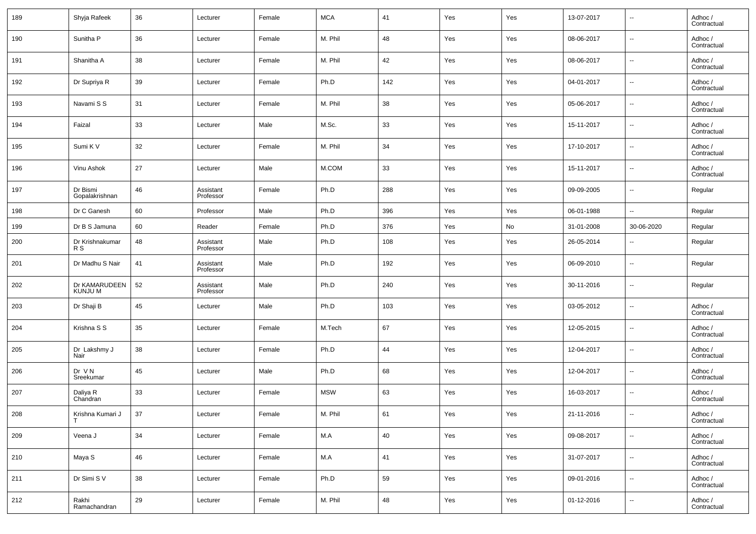| 189 | Shyja Rafeek | 36 | Lecturer | Female | MCA | 41 | Yes | Yes | 13-07-2017 | -- | Adhoc / Contractual |
|---|---|---|---|---|---|---|---|---|---|---|---|
| 190 | Sunitha P | 36 | Lecturer | Female | M. Phil | 48 | Yes | Yes | 08-06-2017 | -- | Adhoc / Contractual |
| 191 | Shanitha A | 38 | Lecturer | Female | M. Phil | 42 | Yes | Yes | 08-06-2017 | -- | Adhoc / Contractual |
| 192 | Dr Supriya R | 39 | Lecturer | Female | Ph.D | 142 | Yes | Yes | 04-01-2017 | -- | Adhoc / Contractual |
| 193 | Navami S S | 31 | Lecturer | Female | M. Phil | 38 | Yes | Yes | 05-06-2017 | -- | Adhoc / Contractual |
| 194 | Faizal | 33 | Lecturer | Male | M.Sc. | 33 | Yes | Yes | 15-11-2017 | -- | Adhoc / Contractual |
| 195 | Sumi K V | 32 | Lecturer | Female | M. Phil | 34 | Yes | Yes | 17-10-2017 | -- | Adhoc / Contractual |
| 196 | Vinu Ashok | 27 | Lecturer | Male | M.COM | 33 | Yes | Yes | 15-11-2017 | -- | Adhoc / Contractual |
| 197 | Dr Bismi Gopalakrishnan | 46 | Assistant Professor | Female | Ph.D | 288 | Yes | Yes | 09-09-2005 | -- | Regular |
| 198 | Dr C Ganesh | 60 | Professor | Male | Ph.D | 396 | Yes | Yes | 06-01-1988 | -- | Regular |
| 199 | Dr B S Jamuna | 60 | Reader | Female | Ph.D | 376 | Yes | No | 31-01-2008 | 30-06-2020 | Regular |
| 200 | Dr Krishnakumar R S | 48 | Assistant Professor | Male | Ph.D | 108 | Yes | Yes | 26-05-2014 | -- | Regular |
| 201 | Dr Madhu S Nair | 41 | Assistant Professor | Male | Ph.D | 192 | Yes | Yes | 06-09-2010 | -- | Regular |
| 202 | Dr KAMARUDEEN KUNJU M | 52 | Assistant Professor | Male | Ph.D | 240 | Yes | Yes | 30-11-2016 | -- | Regular |
| 203 | Dr Shaji B | 45 | Lecturer | Male | Ph.D | 103 | Yes | Yes | 03-05-2012 | -- | Adhoc / Contractual |
| 204 | Krishna S S | 35 | Lecturer | Female | M.Tech | 67 | Yes | Yes | 12-05-2015 | -- | Adhoc / Contractual |
| 205 | Dr Lakshmy J Nair | 38 | Lecturer | Female | Ph.D | 44 | Yes | Yes | 12-04-2017 | -- | Adhoc / Contractual |
| 206 | Dr V N Sreekumar | 45 | Lecturer | Male | Ph.D | 68 | Yes | Yes | 12-04-2017 | -- | Adhoc / Contractual |
| 207 | Daliya R Chandran | 33 | Lecturer | Female | MSW | 63 | Yes | Yes | 16-03-2017 | -- | Adhoc / Contractual |
| 208 | Krishna Kumari J T | 37 | Lecturer | Female | M. Phil | 61 | Yes | Yes | 21-11-2016 | -- | Adhoc / Contractual |
| 209 | Veena J | 34 | Lecturer | Female | M.A | 40 | Yes | Yes | 09-08-2017 | -- | Adhoc / Contractual |
| 210 | Maya S | 46 | Lecturer | Female | M.A | 41 | Yes | Yes | 31-07-2017 | -- | Adhoc / Contractual |
| 211 | Dr Simi S V | 38 | Lecturer | Female | Ph.D | 59 | Yes | Yes | 09-01-2016 | -- | Adhoc / Contractual |
| 212 | Rakhi Ramachandran | 29 | Lecturer | Female | M. Phil | 48 | Yes | Yes | 01-12-2016 | -- | Adhoc / Contractual |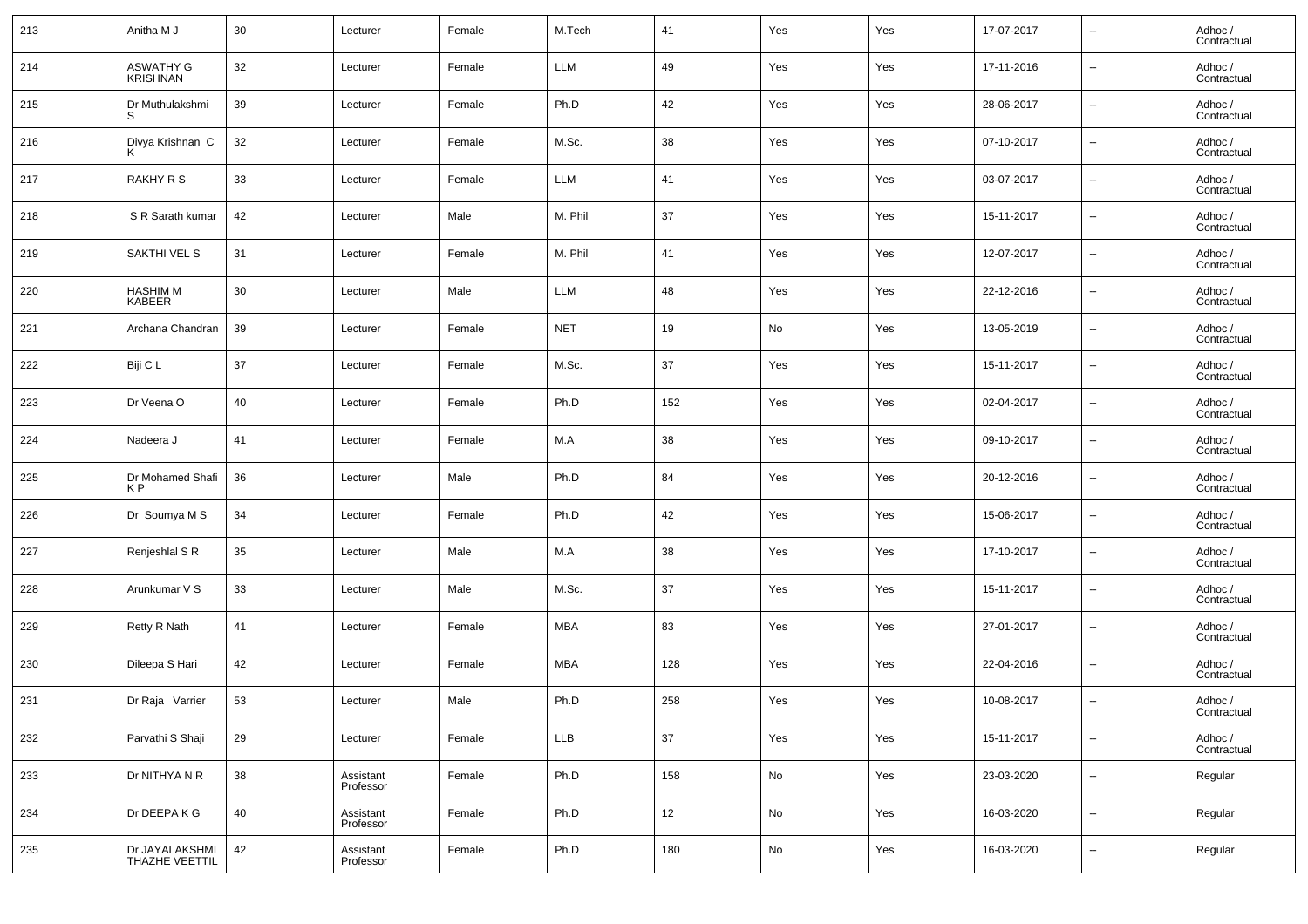| 213 | Anitha M J | 30 | Lecturer | Female | M.Tech | 41 | Yes | Yes | 17-07-2017 | -- | Adhoc / Contractual |
|---|---|---|---|---|---|---|---|---|---|---|---|
| 214 | ASWATHY G KRISHNAN | 32 | Lecturer | Female | LLM | 49 | Yes | Yes | 17-11-2016 | -- | Adhoc / Contractual |
| 215 | Dr Muthulakshmi S | 39 | Lecturer | Female | Ph.D | 42 | Yes | Yes | 28-06-2017 | -- | Adhoc / Contractual |
| 216 | Divya Krishnan C K | 32 | Lecturer | Female | M.Sc. | 38 | Yes | Yes | 07-10-2017 | -- | Adhoc / Contractual |
| 217 | RAKHY R S | 33 | Lecturer | Female | LLM | 41 | Yes | Yes | 03-07-2017 | -- | Adhoc / Contractual |
| 218 | S R Sarath kumar | 42 | Lecturer | Male | M. Phil | 37 | Yes | Yes | 15-11-2017 | -- | Adhoc / Contractual |
| 219 | SAKTHI VEL S | 31 | Lecturer | Female | M. Phil | 41 | Yes | Yes | 12-07-2017 | -- | Adhoc / Contractual |
| 220 | HASHIM M KABEER | 30 | Lecturer | Male | LLM | 48 | Yes | Yes | 22-12-2016 | -- | Adhoc / Contractual |
| 221 | Archana Chandran | 39 | Lecturer | Female | NET | 19 | No | Yes | 13-05-2019 | -- | Adhoc / Contractual |
| 222 | Biji C L | 37 | Lecturer | Female | M.Sc. | 37 | Yes | Yes | 15-11-2017 | -- | Adhoc / Contractual |
| 223 | Dr Veena O | 40 | Lecturer | Female | Ph.D | 152 | Yes | Yes | 02-04-2017 | -- | Adhoc / Contractual |
| 224 | Nadeera J | 41 | Lecturer | Female | M.A | 38 | Yes | Yes | 09-10-2017 | -- | Adhoc / Contractual |
| 225 | Dr Mohamed Shafi K P | 36 | Lecturer | Male | Ph.D | 84 | Yes | Yes | 20-12-2016 | -- | Adhoc / Contractual |
| 226 | Dr Soumya M S | 34 | Lecturer | Female | Ph.D | 42 | Yes | Yes | 15-06-2017 | -- | Adhoc / Contractual |
| 227 | Renjeshlal S R | 35 | Lecturer | Male | M.A | 38 | Yes | Yes | 17-10-2017 | -- | Adhoc / Contractual |
| 228 | Arunkumar V S | 33 | Lecturer | Male | M.Sc. | 37 | Yes | Yes | 15-11-2017 | -- | Adhoc / Contractual |
| 229 | Retty R Nath | 41 | Lecturer | Female | MBA | 83 | Yes | Yes | 27-01-2017 | -- | Adhoc / Contractual |
| 230 | Dileepa S Hari | 42 | Lecturer | Female | MBA | 128 | Yes | Yes | 22-04-2016 | -- | Adhoc / Contractual |
| 231 | Dr Raja Varrier | 53 | Lecturer | Male | Ph.D | 258 | Yes | Yes | 10-08-2017 | -- | Adhoc / Contractual |
| 232 | Parvathi S Shaji | 29 | Lecturer | Female | LLB | 37 | Yes | Yes | 15-11-2017 | -- | Adhoc / Contractual |
| 233 | Dr NITHYA N R | 38 | Assistant Professor | Female | Ph.D | 158 | No | Yes | 23-03-2020 | -- | Regular |
| 234 | Dr DEEPA K G | 40 | Assistant Professor | Female | Ph.D | 12 | No | Yes | 16-03-2020 | -- | Regular |
| 235 | Dr JAYALAKSHMI THAZHE VEETTIL | 42 | Assistant Professor | Female | Ph.D | 180 | No | Yes | 16-03-2020 | -- | Regular |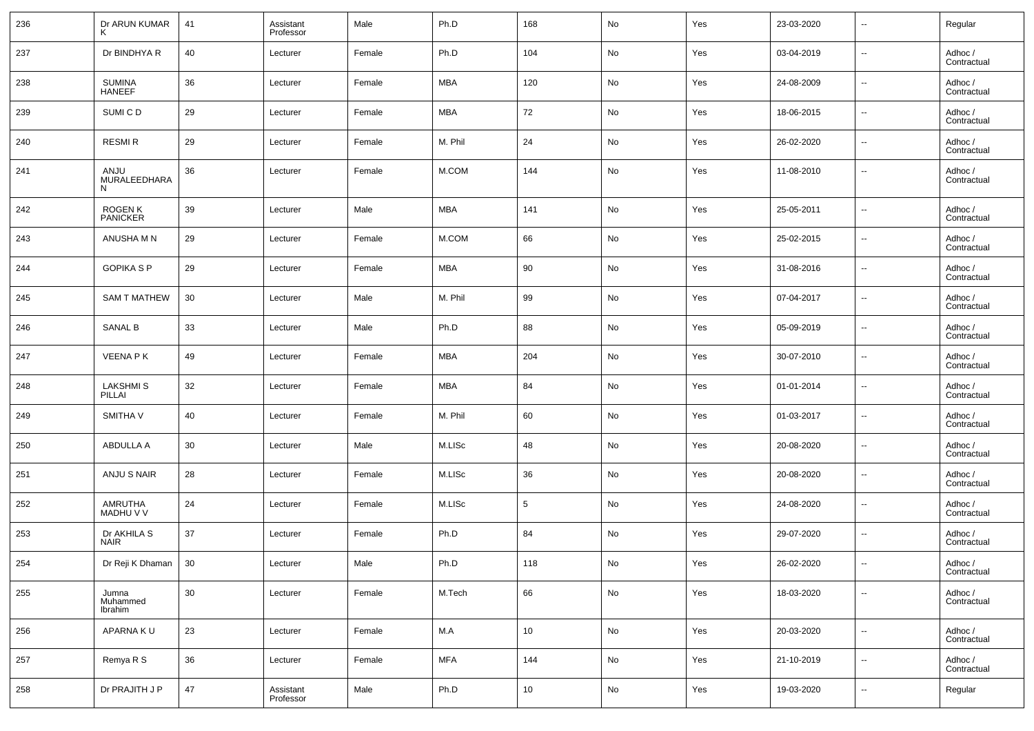| 236 | Dr ARUN KUMAR K | 41 | Assistant Professor | Male | Ph.D | 168 | No | Yes | 23-03-2020 | -- | Regular |
|---|---|---|---|---|---|---|---|---|---|---|---|
| 237 | Dr BINDHYA R | 40 | Lecturer | Female | Ph.D | 104 | No | Yes | 03-04-2019 | -- | Adhoc / Contractual |
| 238 | SUMINA HANEEF | 36 | Lecturer | Female | MBA | 120 | No | Yes | 24-08-2009 | -- | Adhoc / Contractual |
| 239 | SUMI C D | 29 | Lecturer | Female | MBA | 72 | No | Yes | 18-06-2015 | -- | Adhoc / Contractual |
| 240 | RESMI R | 29 | Lecturer | Female | M. Phil | 24 | No | Yes | 26-02-2020 | -- | Adhoc / Contractual |
| 241 | ANJU MURALEEDHARAN | 36 | Lecturer | Female | M.COM | 144 | No | Yes | 11-08-2010 | -- | Adhoc / Contractual |
| 242 | ROGEN K PANICKER | 39 | Lecturer | Male | MBA | 141 | No | Yes | 25-05-2011 | -- | Adhoc / Contractual |
| 243 | ANUSHA M N | 29 | Lecturer | Female | M.COM | 66 | No | Yes | 25-02-2015 | -- | Adhoc / Contractual |
| 244 | GOPIKA S P | 29 | Lecturer | Female | MBA | 90 | No | Yes | 31-08-2016 | -- | Adhoc / Contractual |
| 245 | SAM T MATHEW | 30 | Lecturer | Male | M. Phil | 99 | No | Yes | 07-04-2017 | -- | Adhoc / Contractual |
| 246 | SANAL B | 33 | Lecturer | Male | Ph.D | 88 | No | Yes | 05-09-2019 | -- | Adhoc / Contractual |
| 247 | VEENA P K | 49 | Lecturer | Female | MBA | 204 | No | Yes | 30-07-2010 | -- | Adhoc / Contractual |
| 248 | LAKSHMI S PILLAI | 32 | Lecturer | Female | MBA | 84 | No | Yes | 01-01-2014 | -- | Adhoc / Contractual |
| 249 | SMITHA V | 40 | Lecturer | Female | M. Phil | 60 | No | Yes | 01-03-2017 | -- | Adhoc / Contractual |
| 250 | ABDULLA A | 30 | Lecturer | Male | M.LISc | 48 | No | Yes | 20-08-2020 | -- | Adhoc / Contractual |
| 251 | ANJU S NAIR | 28 | Lecturer | Female | M.LISc | 36 | No | Yes | 20-08-2020 | -- | Adhoc / Contractual |
| 252 | AMRUTHA MADHU V V | 24 | Lecturer | Female | M.LISc | 5 | No | Yes | 24-08-2020 | -- | Adhoc / Contractual |
| 253 | Dr AKHILA S NAIR | 37 | Lecturer | Female | Ph.D | 84 | No | Yes | 29-07-2020 | -- | Adhoc / Contractual |
| 254 | Dr Reji K Dhaman | 30 | Lecturer | Male | Ph.D | 118 | No | Yes | 26-02-2020 | -- | Adhoc / Contractual |
| 255 | Jumna Muhammed Ibrahim | 30 | Lecturer | Female | M.Tech | 66 | No | Yes | 18-03-2020 | -- | Adhoc / Contractual |
| 256 | APARNA K U | 23 | Lecturer | Female | M.A | 10 | No | Yes | 20-03-2020 | -- | Adhoc / Contractual |
| 257 | Remya R S | 36 | Lecturer | Female | MFA | 144 | No | Yes | 21-10-2019 | -- | Adhoc / Contractual |
| 258 | Dr PRAJITH J P | 47 | Assistant Professor | Male | Ph.D | 10 | No | Yes | 19-03-2020 | -- | Regular |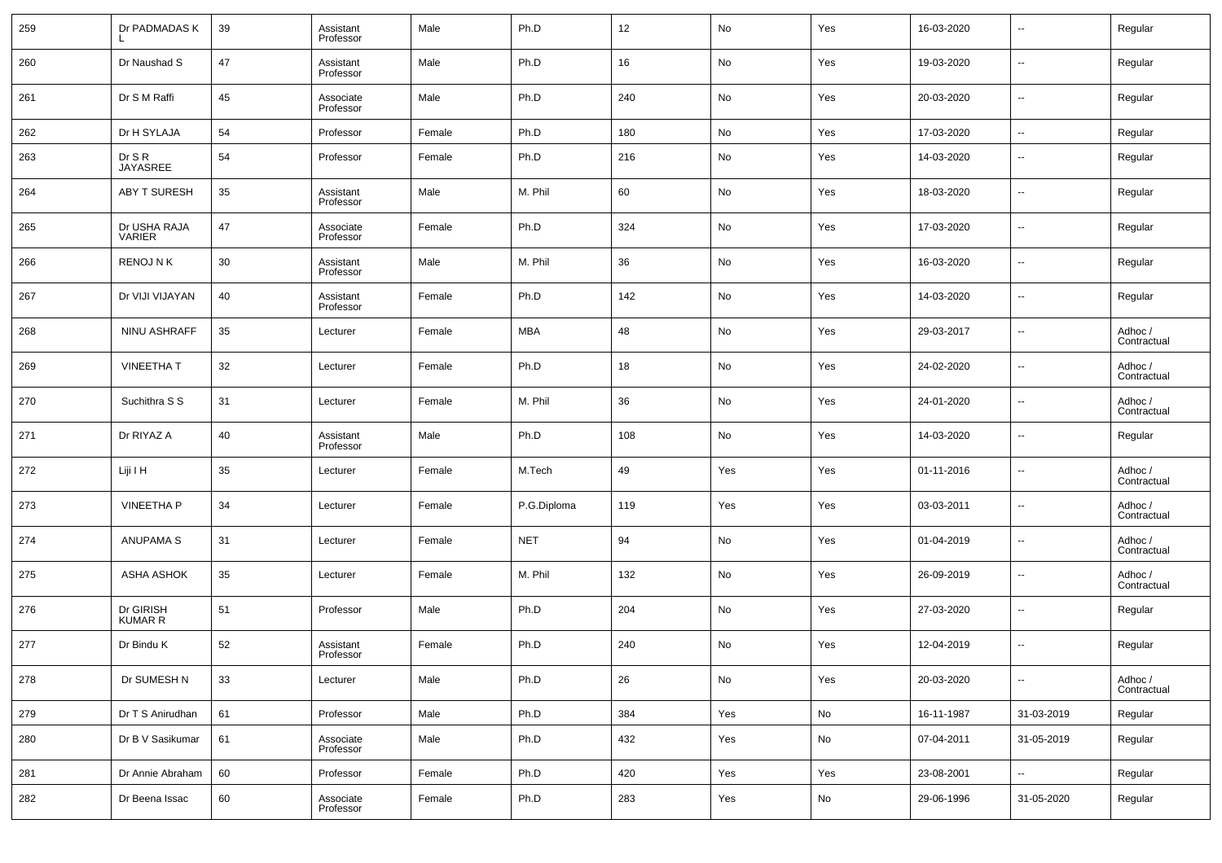| 259 | Dr PADMADAS K L | 39 | Assistant Professor | Male | Ph.D | 12 | No | Yes | 16-03-2020 | -- | Regular |
|---|---|---|---|---|---|---|---|---|---|---|---|
| 260 | Dr Naushad S | 47 | Assistant Professor | Male | Ph.D | 16 | No | Yes | 19-03-2020 | -- | Regular |
| 261 | Dr S M Raffi | 45 | Associate Professor | Male | Ph.D | 240 | No | Yes | 20-03-2020 | -- | Regular |
| 262 | Dr H SYLAJA | 54 | Professor | Female | Ph.D | 180 | No | Yes | 17-03-2020 | -- | Regular |
| 263 | Dr S R JAYASREE | 54 | Professor | Female | Ph.D | 216 | No | Yes | 14-03-2020 | -- | Regular |
| 264 | ABY T SURESH | 35 | Assistant Professor | Male | M. Phil | 60 | No | Yes | 18-03-2020 | -- | Regular |
| 265 | Dr USHA RAJA VARIER | 47 | Associate Professor | Female | Ph.D | 324 | No | Yes | 17-03-2020 | -- | Regular |
| 266 | RENOJ N K | 30 | Assistant Professor | Male | M. Phil | 36 | No | Yes | 16-03-2020 | -- | Regular |
| 267 | Dr VIJI VIJAYAN | 40 | Assistant Professor | Female | Ph.D | 142 | No | Yes | 14-03-2020 | -- | Regular |
| 268 | NINU ASHRAFF | 35 | Lecturer | Female | MBA | 48 | No | Yes | 29-03-2017 | -- | Adhoc / Contractual |
| 269 | VINEETHA T | 32 | Lecturer | Female | Ph.D | 18 | No | Yes | 24-02-2020 | -- | Adhoc / Contractual |
| 270 | Suchithra S S | 31 | Lecturer | Female | M. Phil | 36 | No | Yes | 24-01-2020 | -- | Adhoc / Contractual |
| 271 | Dr RIYAZ A | 40 | Assistant Professor | Male | Ph.D | 108 | No | Yes | 14-03-2020 | -- | Regular |
| 272 | Liji I H | 35 | Lecturer | Female | M.Tech | 49 | Yes | Yes | 01-11-2016 | -- | Adhoc / Contractual |
| 273 | VINEETHA P | 34 | Lecturer | Female | P.G.Diploma | 119 | Yes | Yes | 03-03-2011 | -- | Adhoc / Contractual |
| 274 | ANUPAMA S | 31 | Lecturer | Female | NET | 94 | No | Yes | 01-04-2019 | -- | Adhoc / Contractual |
| 275 | ASHA ASHOK | 35 | Lecturer | Female | M. Phil | 132 | No | Yes | 26-09-2019 | -- | Adhoc / Contractual |
| 276 | Dr GIRISH KUMAR R | 51 | Professor | Male | Ph.D | 204 | No | Yes | 27-03-2020 | -- | Regular |
| 277 | Dr Bindu K | 52 | Assistant Professor | Female | Ph.D | 240 | No | Yes | 12-04-2019 | -- | Regular |
| 278 | Dr SUMESH N | 33 | Lecturer | Male | Ph.D | 26 | No | Yes | 20-03-2020 | -- | Adhoc / Contractual |
| 279 | Dr T S Anirudhan | 61 | Professor | Male | Ph.D | 384 | Yes | No | 16-11-1987 | 31-03-2019 | Regular |
| 280 | Dr B V Sasikumar | 61 | Associate Professor | Male | Ph.D | 432 | Yes | No | 07-04-2011 | 31-05-2019 | Regular |
| 281 | Dr Annie Abraham | 60 | Professor | Female | Ph.D | 420 | Yes | Yes | 23-08-2001 | -- | Regular |
| 282 | Dr Beena Issac | 60 | Associate Professor | Female | Ph.D | 283 | Yes | No | 29-06-1996 | 31-05-2020 | Regular |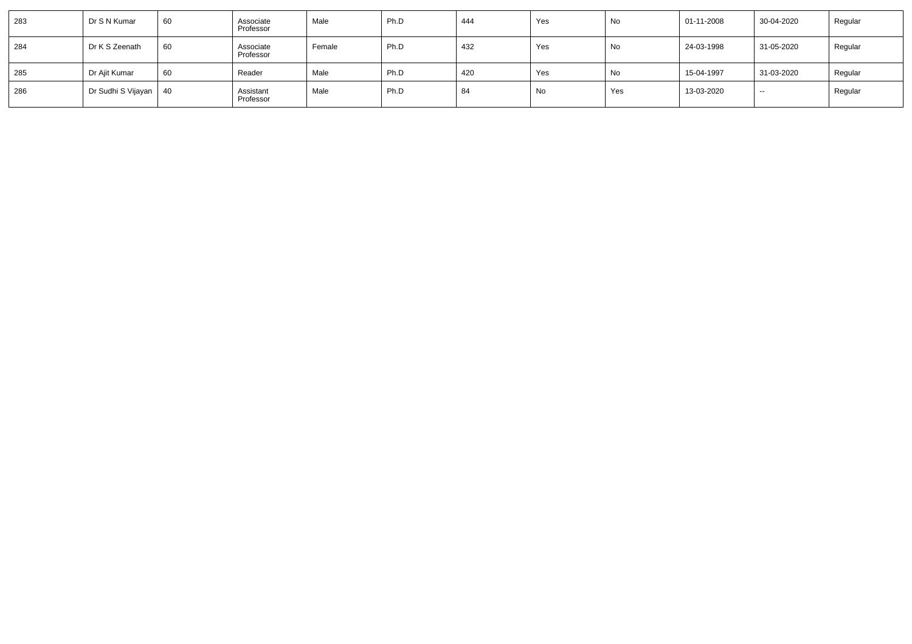| | | | | | | | | | | | |
|---|---|---|---|---|---|---|---|---|---|---|---|
| 283 | Dr S N Kumar | 60 | Associate Professor | Male | Ph.D | 444 | Yes | No | 01-11-2008 | 30-04-2020 | Regular |
| 284 | Dr K S Zeenath | 60 | Associate Professor | Female | Ph.D | 432 | Yes | No | 24-03-1998 | 31-05-2020 | Regular |
| 285 | Dr Ajit Kumar | 60 | Reader | Male | Ph.D | 420 | Yes | No | 15-04-1997 | 31-03-2020 | Regular |
| 286 | Dr Sudhi S Vijayan | 40 | Assistant Professor | Male | Ph.D | 84 | No | Yes | 13-03-2020 | -- | Regular |